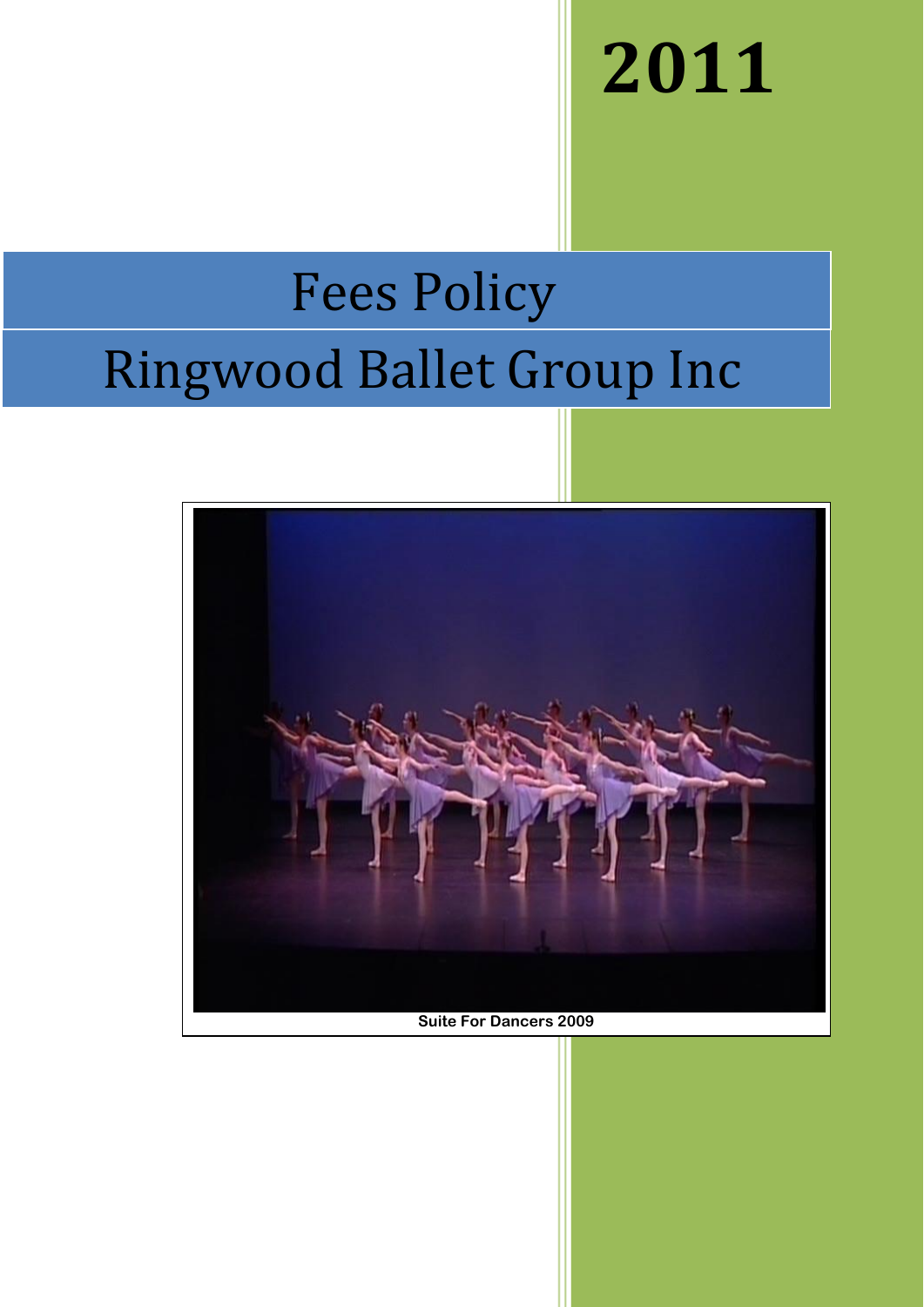# 2011

# Fees Policy

# Ringwood Ballet Group Inc

Suite For Dancers 2009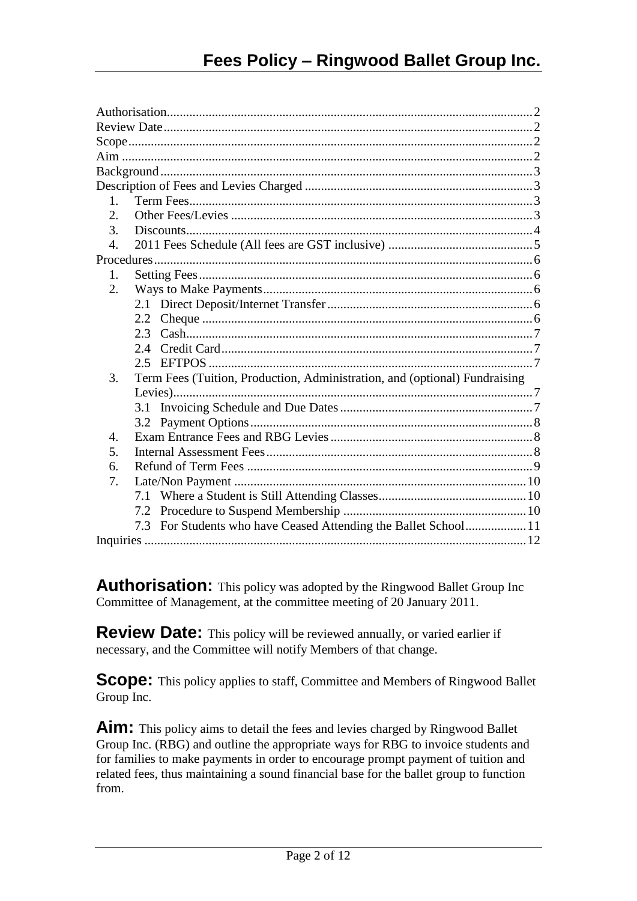Authorisation....2
Review Date....2
Scope....2
Aim....2
Background....3
Description of Fees and Levies Charged....3
1. Term Fees....3
2. Other Fees/Levies....3
3. Discounts....4
4. 2011 Fees Schedule (All fees are GST inclusive)....5
Procedures....6
1. Setting Fees....6
2. Ways to Make Payments....6
 2.1 Direct Deposit/Internet Transfer....6
 2.2 Cheque....6
 2.3 Cash....7
 2.4 Credit Card....7
 2.5 EFTPOS....7
3. Term Fees (Tuition, Production, Administration, and (optional) Fundraising Levies)....7
 3.1 Invoicing Schedule and Due Dates....7
 3.2 Payment Options....8
4. Exam Entrance Fees and RBG Levies....8
5. Internal Assessment Fees....8
6. Refund of Term Fees....9
7. Late/Non Payment....10
 7.1 Where a Student is Still Attending Classes....10
 7.2 Procedure to Suspend Membership....10
 7.3 For Students who have Ceased Attending the Ballet School....11
Inquiries....12

**Authorisation:** This policy was adopted by the Ringwood Ballet Group Inc Committee of Management, at the committee meeting of 20 January 2011.

**Review Date:** This policy will be reviewed annually, or varied earlier if necessary, and the Committee will notify Members of that change.

**Scope:** This policy applies to staff, Committee and Members of Ringwood Ballet Group Inc.

**Aim:** This policy aims to detail the fees and levies charged by Ringwood Ballet Group Inc. (RBG) and outline the appropriate ways for RBG to invoice students and for families to make payments in order to encourage prompt payment of tuition and related fees, thus maintaining a sound financial base for the ballet group to function from.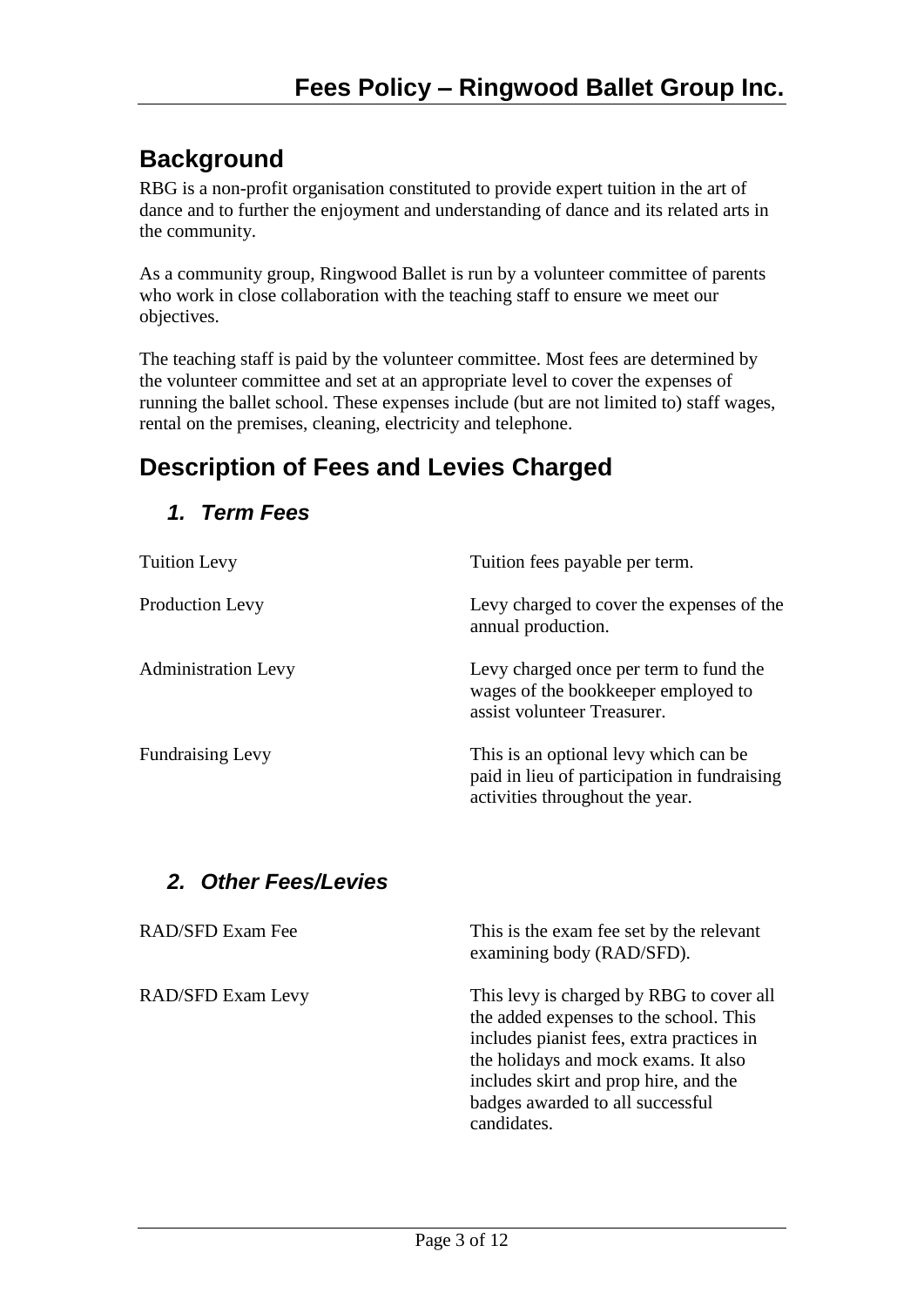# Fees Policy – Ringwood Ballet Group Inc.

## Background

RBG is a non-profit organisation constituted to provide expert tuition in the art of dance and to further the enjoyment and understanding of dance and its related arts in the community.

As a community group, Ringwood Ballet is run by a volunteer committee of parents who work in close collaboration with the teaching staff to ensure we meet our objectives.

The teaching staff is paid by the volunteer committee. Most fees are determined by the volunteer committee and set at an appropriate level to cover the expenses of running the ballet school. These expenses include (but are not limited to) staff wages, rental on the premises, cleaning, electricity and telephone.

## Description of Fees and Levies Charged

### *1. Term Fees*

| | |
|---|---|
| Tuition Levy | Tuition fees payable per term. |
| Production Levy | Levy charged to cover the expenses of the annual production. |
| Administration Levy | Levy charged once per term to fund the wages of the bookkeeper employed to assist volunteer Treasurer. |
| Fundraising Levy | This is an optional levy which can be paid in lieu of participation in fundraising activities throughout the year. |

### *2. Other Fees/Levies*

| | |
|---|---|
| RAD/SFD Exam Fee | This is the exam fee set by the relevant examining body (RAD/SFD). |
| RAD/SFD Exam Levy | This levy is charged by RBG to cover all the added expenses to the school. This includes pianist fees, extra practices in the holidays and mock exams. It also includes skirt and prop hire, and the badges awarded to all successful candidates. |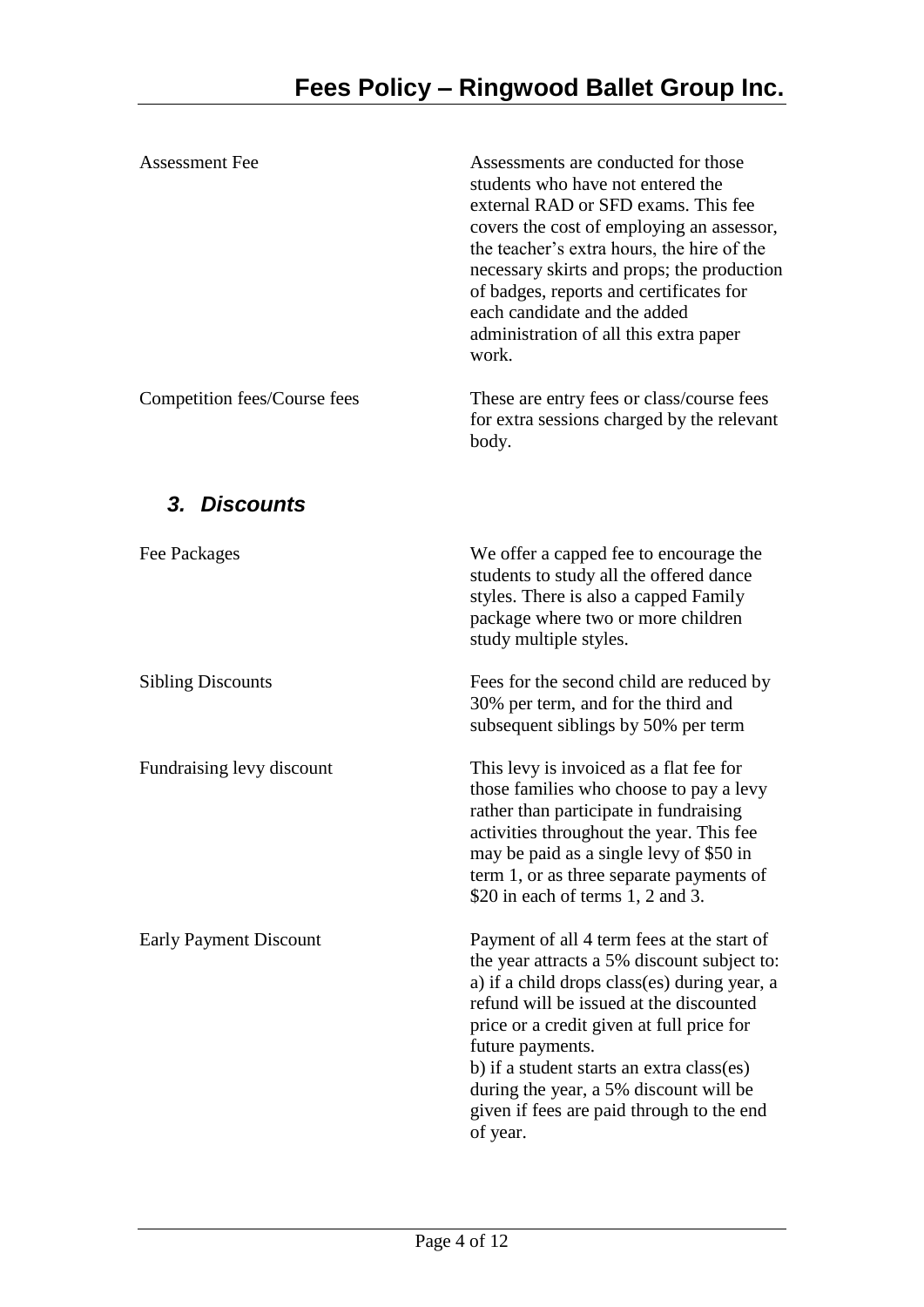| | |
|---|---|
| Assessment Fee | Assessments are conducted for those students who have not entered the external RAD or SFD exams. This fee covers the cost of employing an assessor, the teacher's extra hours, the hire of the necessary skirts and props; the production of badges, reports and certificates for each candidate and the added administration of all this extra paper work. |
| Competition fees/Course fees | These are entry fees or class/course fees for extra sessions charged by the relevant body. |

## *3. Discounts*

| | |
|---|---|
| Fee Packages | We offer a capped fee to encourage the students to study all the offered dance styles. There is also a capped Family package where two or more children study multiple styles. |
| Sibling Discounts | Fees for the second child are reduced by 30% per term, and for the third and subsequent siblings by 50% per term |
| Fundraising levy discount | This levy is invoiced as a flat fee for those families who choose to pay a levy rather than participate in fundraising activities throughout the year. This fee may be paid as a single levy of $50 in term 1, or as three separate payments of $20 in each of terms 1, 2 and 3. |
| Early Payment Discount | Payment of all 4 term fees at the start of the year attracts a 5% discount subject to:<br>a) if a child drops class(es) during year, a refund will be issued at the discounted price or a credit given at full price for future payments.<br>b) if a student starts an extra class(es) during the year, a 5% discount will be given if fees are paid through to the end of year. |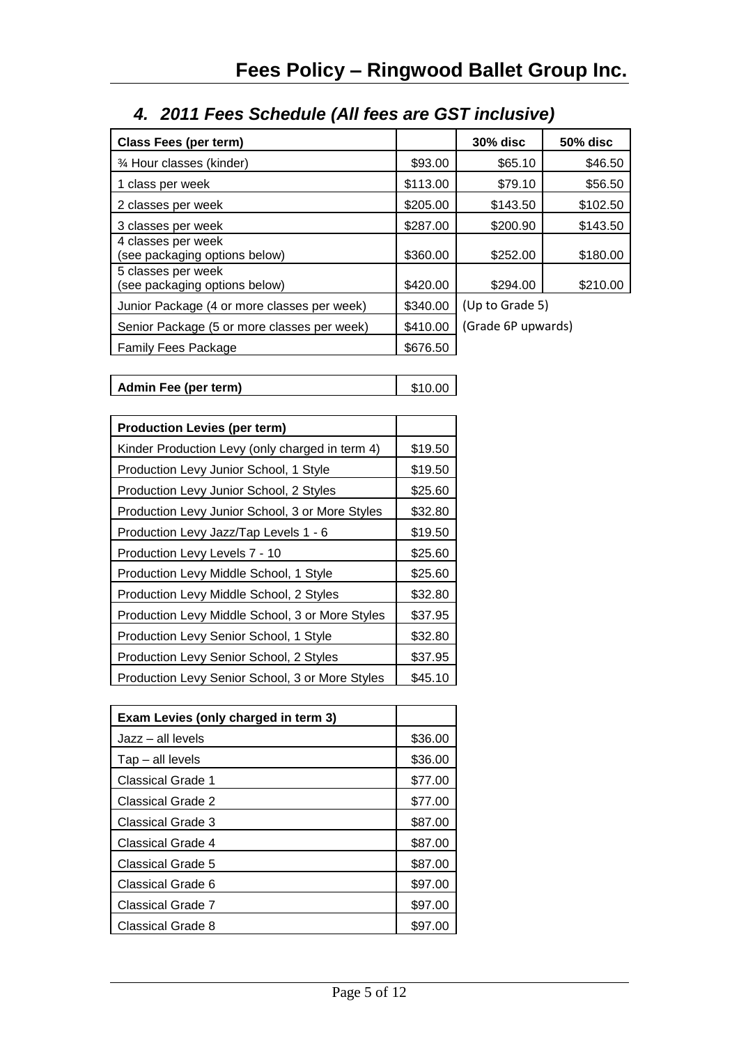# Fees Policy – Ringwood Ballet Group Inc.

## *4. 2011 Fees Schedule (All fees are GST inclusive)*

| **Class Fees (per term)** | | **30% disc** | **50% disc** |
|---|---|---|---|
| ¾ Hour classes (kinder) | $93.00 | $65.10 | $46.50 |
| 1 class per week | $113.00 | $79.10 | $56.50 |
| 2 classes per week | $205.00 | $143.50 | $102.50 |
| 3 classes per week | $287.00 | $200.90 | $143.50 |
| 4 classes per week (see packaging options below) | $360.00 | $252.00 | $180.00 |
| 5 classes per week (see packaging options below) | $420.00 | $294.00 | $210.00 |
| Junior Package (4 or more classes per week) | $340.00 | (Up to Grade 5) | |
| Senior Package (5 or more classes per week) | $410.00 | (Grade 6P upwards) | |
| Family Fees Package | $676.50 | | |

| **Admin Fee (per term)** | $10.00 |
|---|---|

| **Production Levies (per term)** | |
|---|---|
| Kinder Production Levy (only charged in term 4) | $19.50 |
| Production Levy Junior School, 1 Style | $19.50 |
| Production Levy Junior School, 2 Styles | $25.60 |
| Production Levy Junior School, 3 or More Styles | $32.80 |
| Production Levy Jazz/Tap Levels 1 - 6 | $19.50 |
| Production Levy Levels 7 - 10 | $25.60 |
| Production Levy Middle School, 1 Style | $25.60 |
| Production Levy Middle School, 2 Styles | $32.80 |
| Production Levy Middle School, 3 or More Styles | $37.95 |
| Production Levy Senior School, 1 Style | $32.80 |
| Production Levy Senior School, 2 Styles | $37.95 |
| Production Levy Senior School, 3 or More Styles | $45.10 |

| **Exam Levies (only charged in term 3)** | |
|---|---|
| Jazz – all levels | $36.00 |
| Tap – all levels | $36.00 |
| Classical Grade 1 | $77.00 |
| Classical Grade 2 | $77.00 |
| Classical Grade 3 | $87.00 |
| Classical Grade 4 | $87.00 |
| Classical Grade 5 | $87.00 |
| Classical Grade 6 | $97.00 |
| Classical Grade 7 | $97.00 |
| Classical Grade 8 | $97.00 |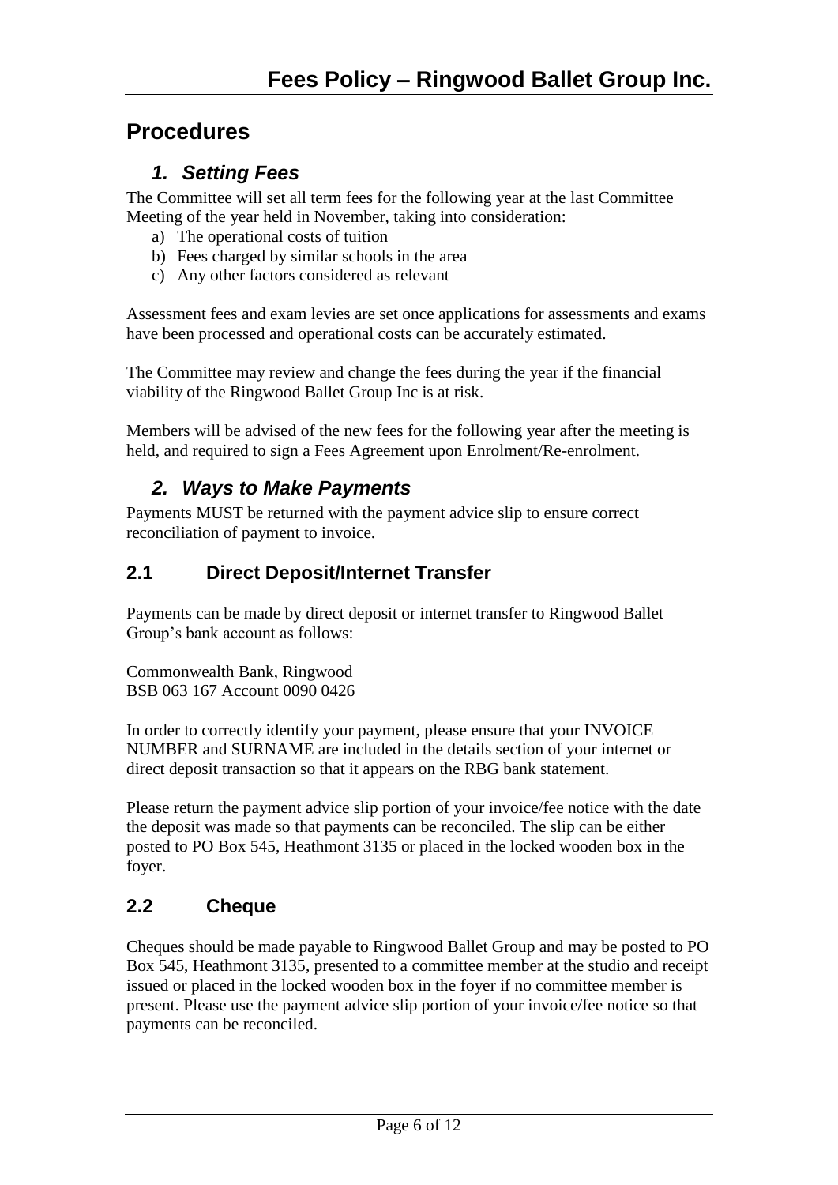# Procedures

## *1. Setting Fees*

The Committee will set all term fees for the following year at the last Committee Meeting of the year held in November, taking into consideration:

a) The operational costs of tuition
b) Fees charged by similar schools in the area
c) Any other factors considered as relevant

Assessment fees and exam levies are set once applications for assessments and exams have been processed and operational costs can be accurately estimated.

The Committee may review and change the fees during the year if the financial viability of the Ringwood Ballet Group Inc is at risk.

Members will be advised of the new fees for the following year after the meeting is held, and required to sign a Fees Agreement upon Enrolment/Re-enrolment.

## *2. Ways to Make Payments*

Payments MUST be returned with the payment advice slip to ensure correct reconciliation of payment to invoice.

### 2.1 Direct Deposit/Internet Transfer

Payments can be made by direct deposit or internet transfer to Ringwood Ballet Group's bank account as follows:

Commonwealth Bank, Ringwood
BSB 063 167 Account 0090 0426

In order to correctly identify your payment, please ensure that your INVOICE NUMBER and SURNAME are included in the details section of your internet or direct deposit transaction so that it appears on the RBG bank statement.

Please return the payment advice slip portion of your invoice/fee notice with the date the deposit was made so that payments can be reconciled. The slip can be either posted to PO Box 545, Heathmont 3135 or placed in the locked wooden box in the foyer.

### 2.2 Cheque

Cheques should be made payable to Ringwood Ballet Group and may be posted to PO Box 545, Heathmont 3135, presented to a committee member at the studio and receipt issued or placed in the locked wooden box in the foyer if no committee member is present. Please use the payment advice slip portion of your invoice/fee notice so that payments can be reconciled.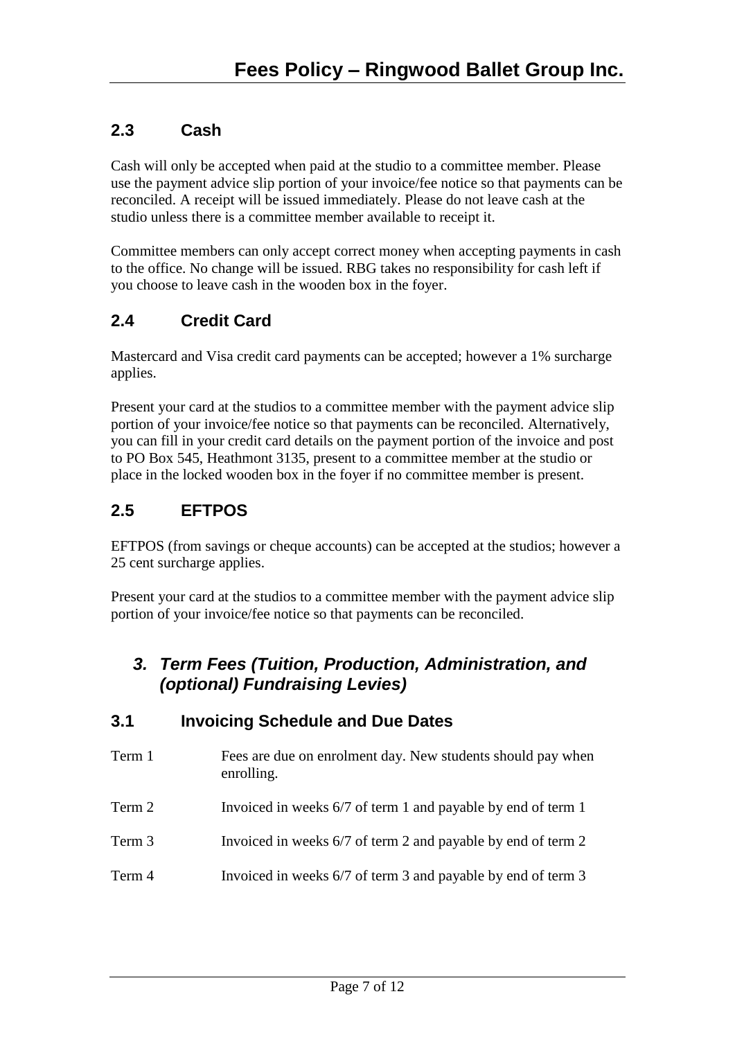## 2.3 Cash

Cash will only be accepted when paid at the studio to a committee member. Please use the payment advice slip portion of your invoice/fee notice so that payments can be reconciled. A receipt will be issued immediately. Please do not leave cash at the studio unless there is a committee member available to receipt it.

Committee members can only accept correct money when accepting payments in cash to the office. No change will be issued. RBG takes no responsibility for cash left if you choose to leave cash in the wooden box in the foyer.

## 2.4 Credit Card

Mastercard and Visa credit card payments can be accepted; however a 1% surcharge applies.

Present your card at the studios to a committee member with the payment advice slip portion of your invoice/fee notice so that payments can be reconciled. Alternatively, you can fill in your credit card details on the payment portion of the invoice and post to PO Box 545, Heathmont 3135, present to a committee member at the studio or place in the locked wooden box in the foyer if no committee member is present.

## 2.5 EFTPOS

EFTPOS (from savings or cheque accounts) can be accepted at the studios; however a 25 cent surcharge applies.

Present your card at the studios to a committee member with the payment advice slip portion of your invoice/fee notice so that payments can be reconciled.

# *3. Term Fees (Tuition, Production, Administration, and (optional) Fundraising Levies)*

## 3.1 Invoicing Schedule and Due Dates

| | |
|---|---|
| Term 1 | Fees are due on enrolment day. New students should pay when enrolling. |
| Term 2 | Invoiced in weeks 6/7 of term 1 and payable by end of term 1 |
| Term 3 | Invoiced in weeks 6/7 of term 2 and payable by end of term 2 |
| Term 4 | Invoiced in weeks 6/7 of term 3 and payable by end of term 3 |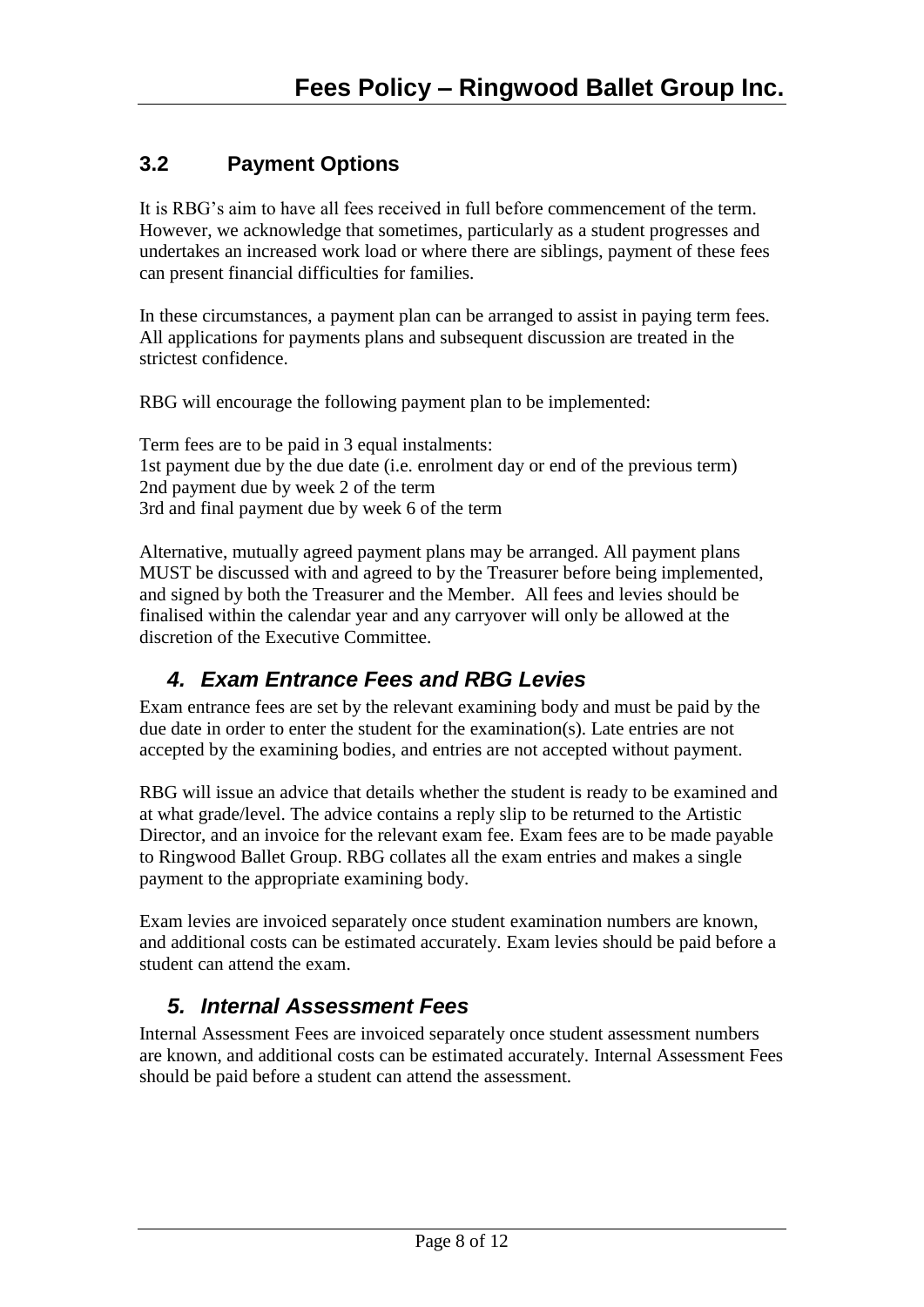## 3.2 Payment Options

It is RBG's aim to have all fees received in full before commencement of the term. However, we acknowledge that sometimes, particularly as a student progresses and undertakes an increased work load or where there are siblings, payment of these fees can present financial difficulties for families.

In these circumstances, a payment plan can be arranged to assist in paying term fees. All applications for payments plans and subsequent discussion are treated in the strictest confidence.

RBG will encourage the following payment plan to be implemented:

Term fees are to be paid in 3 equal instalments:
1st payment due by the due date (i.e. enrolment day or end of the previous term)
2nd payment due by week 2 of the term
3rd and final payment due by week 6 of the term

Alternative, mutually agreed payment plans may be arranged. All payment plans MUST be discussed with and agreed to by the Treasurer before being implemented, and signed by both the Treasurer and the Member. All fees and levies should be finalised within the calendar year and any carryover will only be allowed at the discretion of the Executive Committee.

## *4. Exam Entrance Fees and RBG Levies*

Exam entrance fees are set by the relevant examining body and must be paid by the due date in order to enter the student for the examination(s). Late entries are not accepted by the examining bodies, and entries are not accepted without payment.

RBG will issue an advice that details whether the student is ready to be examined and at what grade/level. The advice contains a reply slip to be returned to the Artistic Director, and an invoice for the relevant exam fee. Exam fees are to be made payable to Ringwood Ballet Group. RBG collates all the exam entries and makes a single payment to the appropriate examining body.

Exam levies are invoiced separately once student examination numbers are known, and additional costs can be estimated accurately. Exam levies should be paid before a student can attend the exam.

## *5. Internal Assessment Fees*

Internal Assessment Fees are invoiced separately once student assessment numbers are known, and additional costs can be estimated accurately. Internal Assessment Fees should be paid before a student can attend the assessment.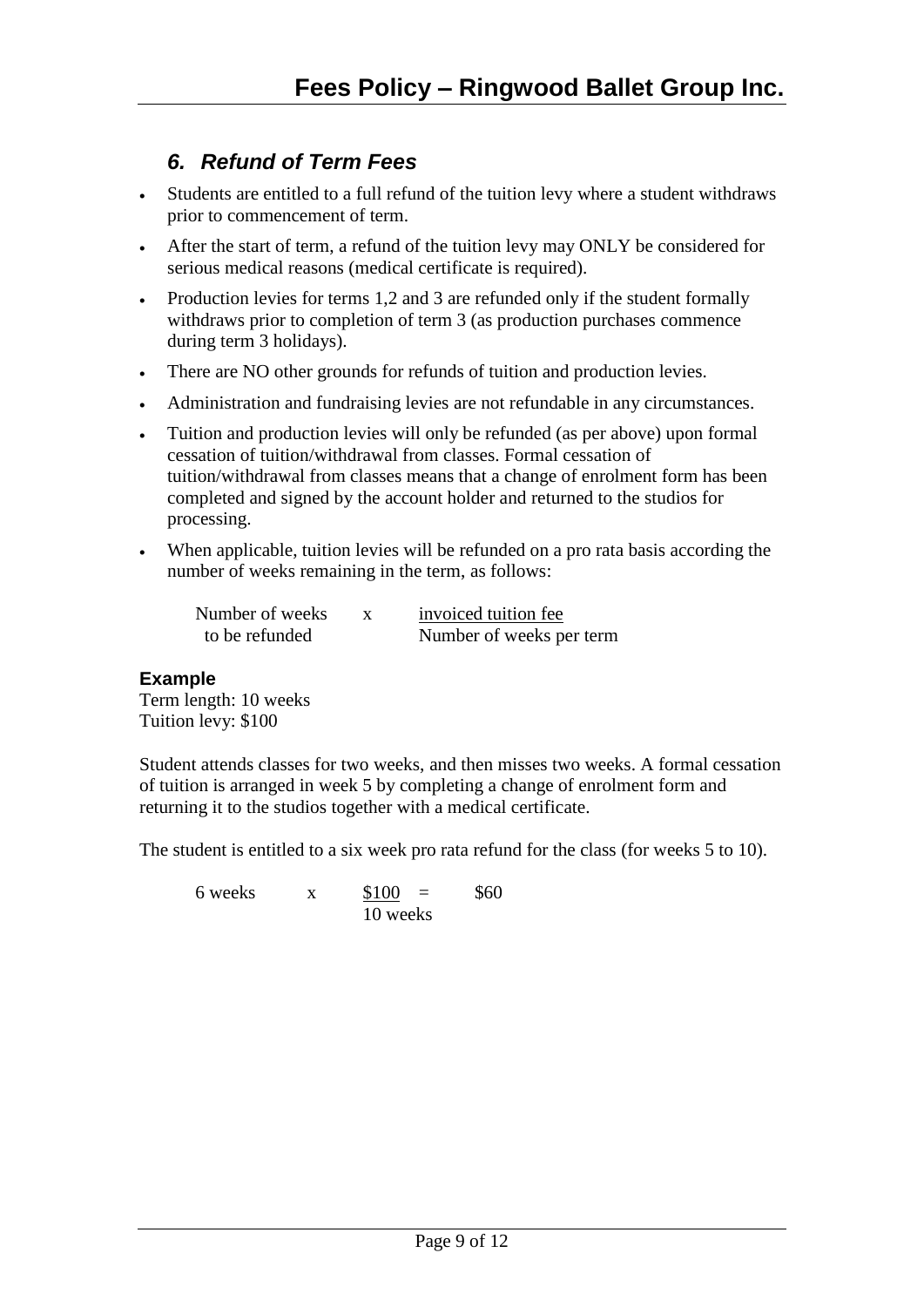## *6. Refund of Term Fees*

- Students are entitled to a full refund of the tuition levy where a student withdraws prior to commencement of term.
- After the start of term, a refund of the tuition levy may ONLY be considered for serious medical reasons (medical certificate is required).
- Production levies for terms 1,2 and 3 are refunded only if the student formally withdraws prior to completion of term 3 (as production purchases commence during term 3 holidays).
- There are NO other grounds for refunds of tuition and production levies.
- Administration and fundraising levies are not refundable in any circumstances.
- Tuition and production levies will only be refunded (as per above) upon formal cessation of tuition/withdrawal from classes. Formal cessation of tuition/withdrawal from classes means that a change of enrolment form has been completed and signed by the account holder and returned to the studios for processing.
- When applicable, tuition levies will be refunded on a pro rata basis according the number of weeks remaining in the term, as follows:

$$\text{Number of weeks to be refunded} \times \frac{\text{invoiced tuition fee}}{\text{Number of weeks per term}}$$

**Example**

Term length: 10 weeks
Tuition levy: $100

Student attends classes for two weeks, and then misses two weeks. A formal cessation of tuition is arranged in week 5 by completing a change of enrolment form and returning it to the studios together with a medical certificate.

The student is entitled to a six week pro rata refund for the class (for weeks 5 to 10).

$$6 \text{ weeks} \times \frac{\$100}{10 \text{ weeks}} = \$60$$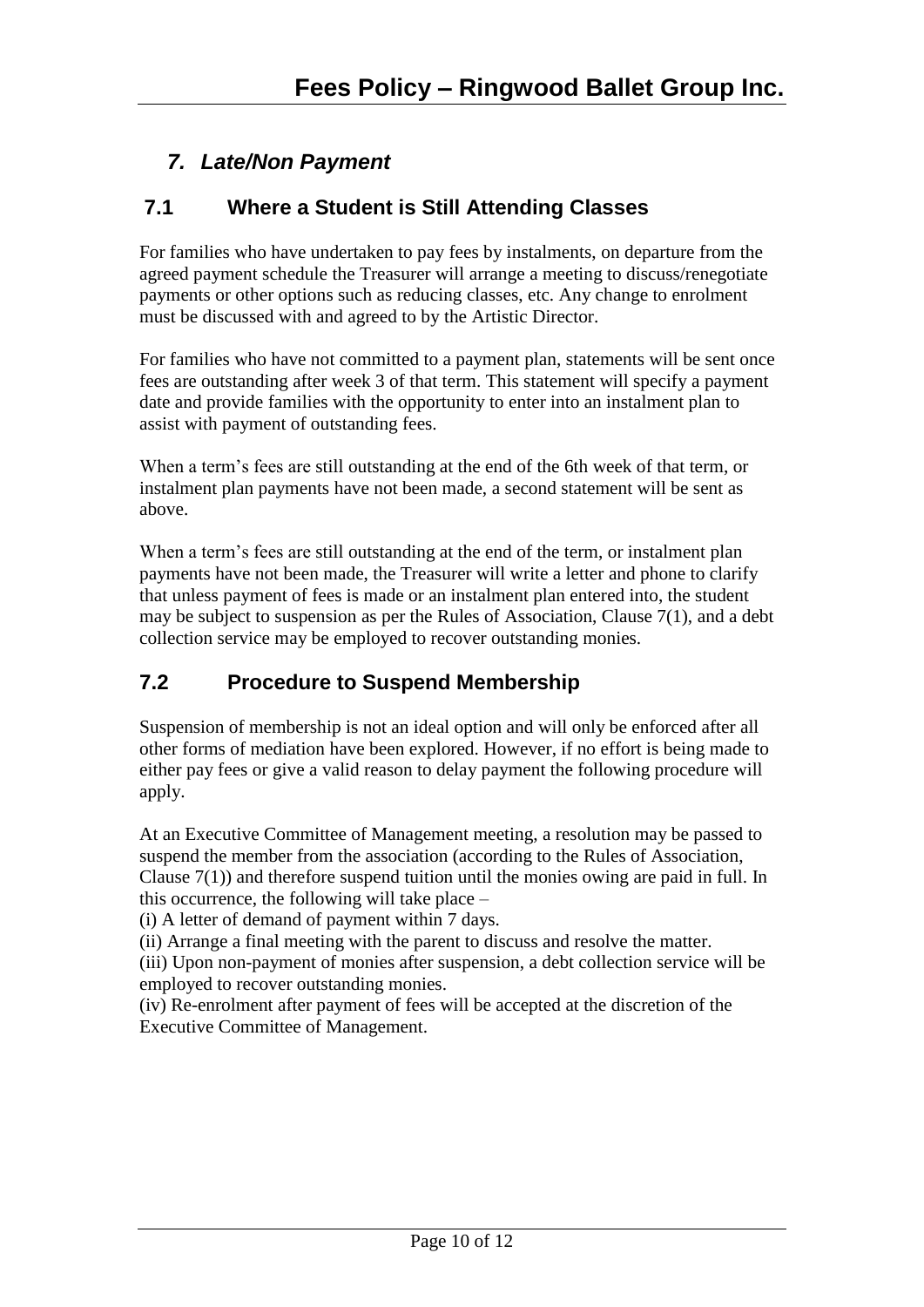## *7. Late/Non Payment*

### 7.1 Where a Student is Still Attending Classes

For families who have undertaken to pay fees by instalments, on departure from the agreed payment schedule the Treasurer will arrange a meeting to discuss/renegotiate payments or other options such as reducing classes, etc. Any change to enrolment must be discussed with and agreed to by the Artistic Director.

For families who have not committed to a payment plan, statements will be sent once fees are outstanding after week 3 of that term. This statement will specify a payment date and provide families with the opportunity to enter into an instalment plan to assist with payment of outstanding fees.

When a term's fees are still outstanding at the end of the 6th week of that term, or instalment plan payments have not been made, a second statement will be sent as above.

When a term's fees are still outstanding at the end of the term, or instalment plan payments have not been made, the Treasurer will write a letter and phone to clarify that unless payment of fees is made or an instalment plan entered into, the student may be subject to suspension as per the Rules of Association, Clause 7(1), and a debt collection service may be employed to recover outstanding monies.

### 7.2 Procedure to Suspend Membership

Suspension of membership is not an ideal option and will only be enforced after all other forms of mediation have been explored. However, if no effort is being made to either pay fees or give a valid reason to delay payment the following procedure will apply.

At an Executive Committee of Management meeting, a resolution may be passed to suspend the member from the association (according to the Rules of Association, Clause 7(1)) and therefore suspend tuition until the monies owing are paid in full. In this occurrence, the following will take place –

(i) A letter of demand of payment within 7 days.

(ii) Arrange a final meeting with the parent to discuss and resolve the matter.

(iii) Upon non-payment of monies after suspension, a debt collection service will be employed to recover outstanding monies.

(iv) Re-enrolment after payment of fees will be accepted at the discretion of the Executive Committee of Management.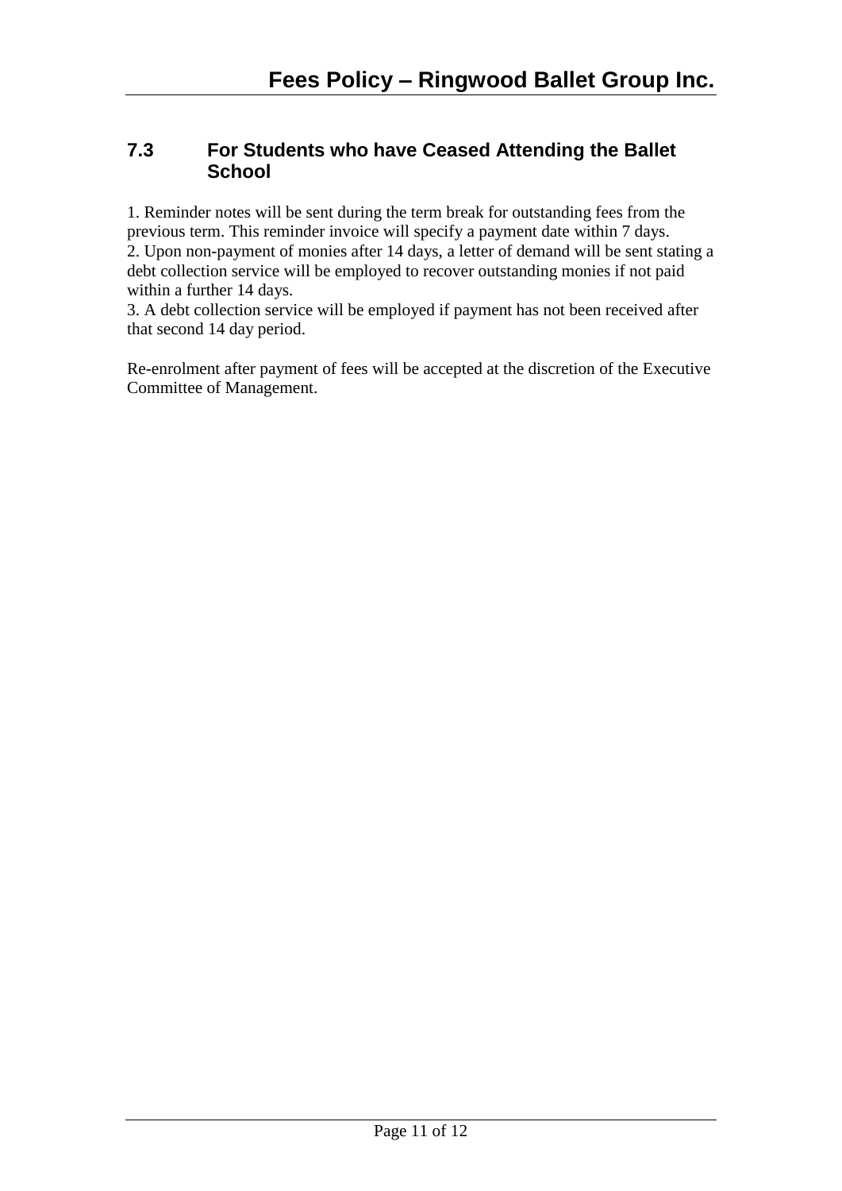## 7.3 For Students who have Ceased Attending the Ballet School

1. Reminder notes will be sent during the term break for outstanding fees from the previous term. This reminder invoice will specify a payment date within 7 days.
2. Upon non-payment of monies after 14 days, a letter of demand will be sent stating a debt collection service will be employed to recover outstanding monies if not paid within a further 14 days.
3. A debt collection service will be employed if payment has not been received after that second 14 day period.

Re-enrolment after payment of fees will be accepted at the discretion of the Executive Committee of Management.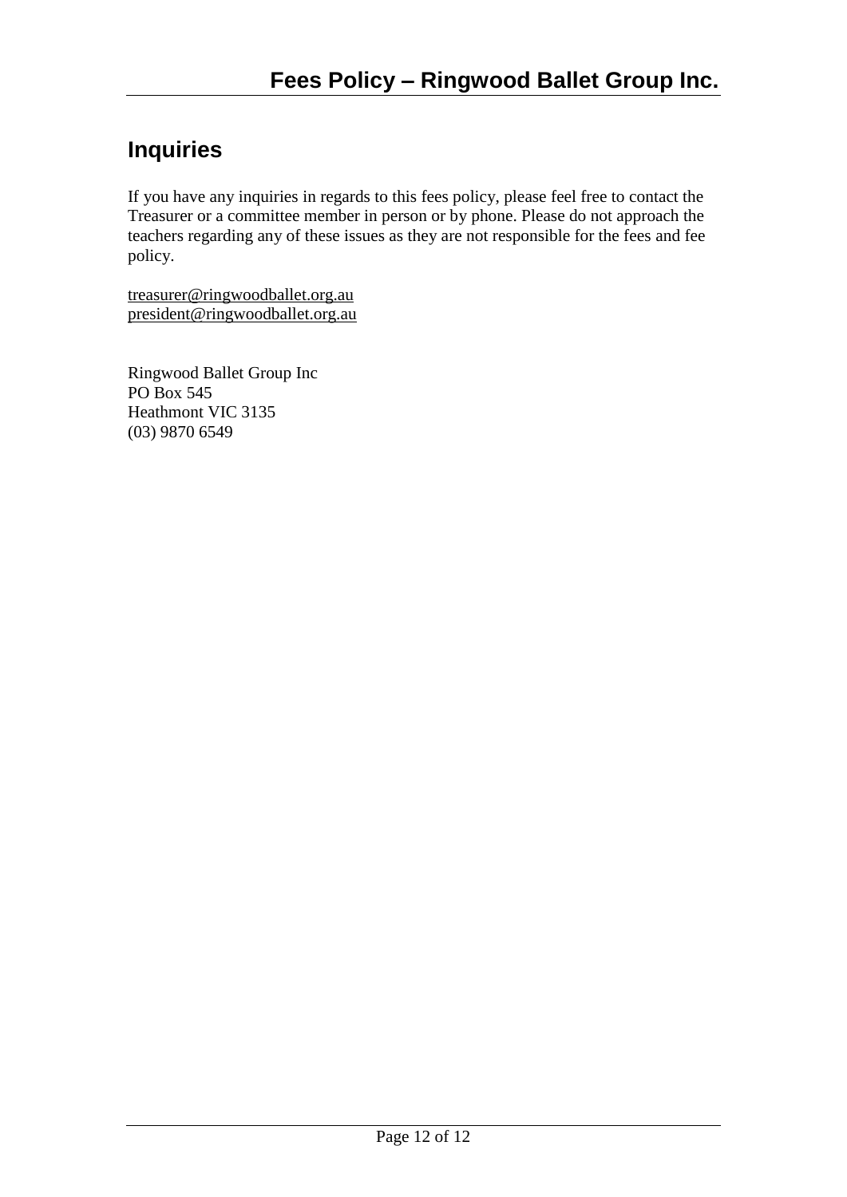## Inquiries

If you have any inquiries in regards to this fees policy, please feel free to contact the Treasurer or a committee member in person or by phone. Please do not approach the teachers regarding any of these issues as they are not responsible for the fees and fee policy.

treasurer@ringwoodballet.org.au
president@ringwoodballet.org.au

Ringwood Ballet Group Inc
PO Box 545
Heathmont VIC 3135
(03) 9870 6549